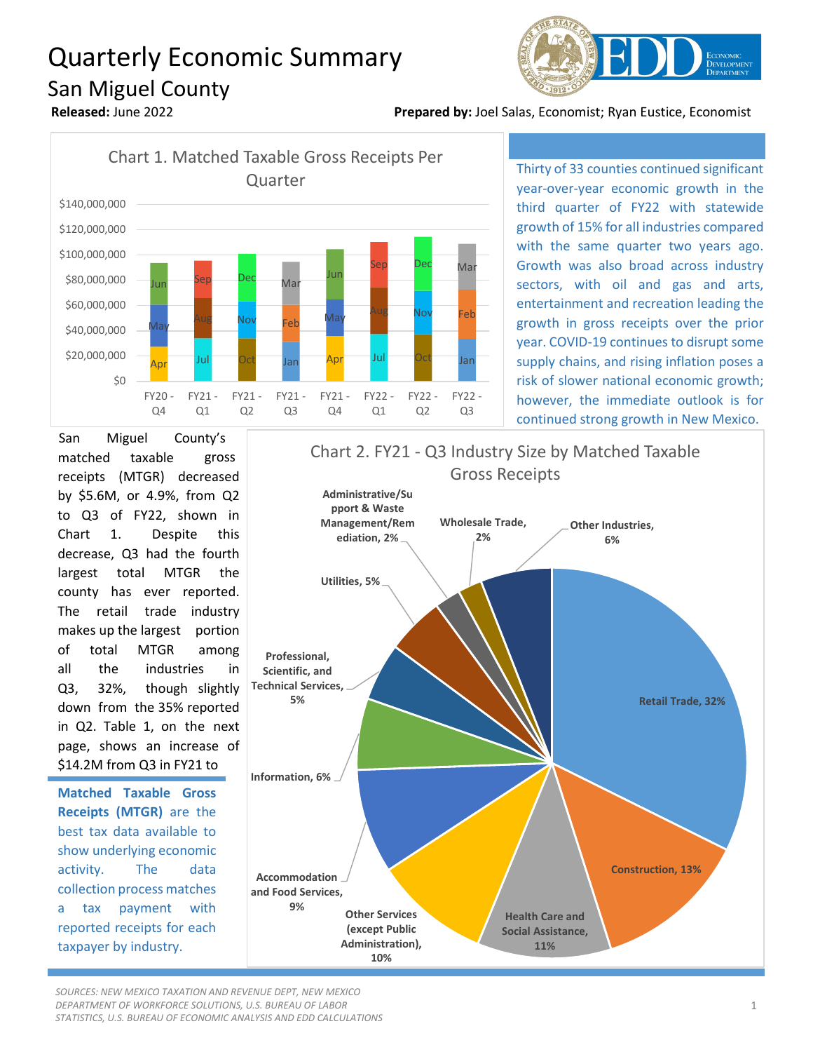# Quarterly Economic Summary

## San Miguel County

**Released:** June 2022

**Prepared by:** Joel Salas, Economist; Ryan Eustice, Economist

Chart 1. Matched Taxable Gross Receipts Per Quarter

Thirty of 33 counties continued significant year-over-year economic growth in the third quarter of FY22 with statewide growth of 15% for all industries compared with the same quarter two years ago. Growth was also broad across industry sectors, with oil and gas and arts, entertainment and recreation leading the growth in gross receipts over the prior year. COVID-19 continues to disrupt some supply chains, and rising inflation poses a risk of slower national economic growth; however, the immediate outlook is for continued strong growth in New Mexico.

San Miguel County's matched taxable gross receipts (MTGR) decreased by $5.6M, or 4.9%, from Q2 to Q3 of FY22, shown in Chart 1. Despite this decrease, Q3 had the fourth largest total MTGR the county has ever reported. The retail trade industry makes up the largest portion of total MTGR among all the industries in Q3, 32%, though slightly down from the 35% reported in Q2. Table 1, on the next page, shows an increase of $14.2M from Q3 in FY21 to

**Matched Taxable Gross Receipts (MTGR)** are the best tax data available to show underlying economic activity. The data collection process matches a tax payment with reported receipts for each taxpayer by industry.

Chart 2. FY21 - Q3 Industry Size by Matched Taxable Gross Receipts

*SOURCES: NEW MEXICO TAXATION AND REVENUE DEPT, NEW MEXICO DEPARTMENT OF WORKFORCE SOLUTIONS, U.S. BUREAU OF LABOR STATISTICS, U.S. BUREAU OF ECONOMIC ANALYSIS AND EDD CALCULATIONS*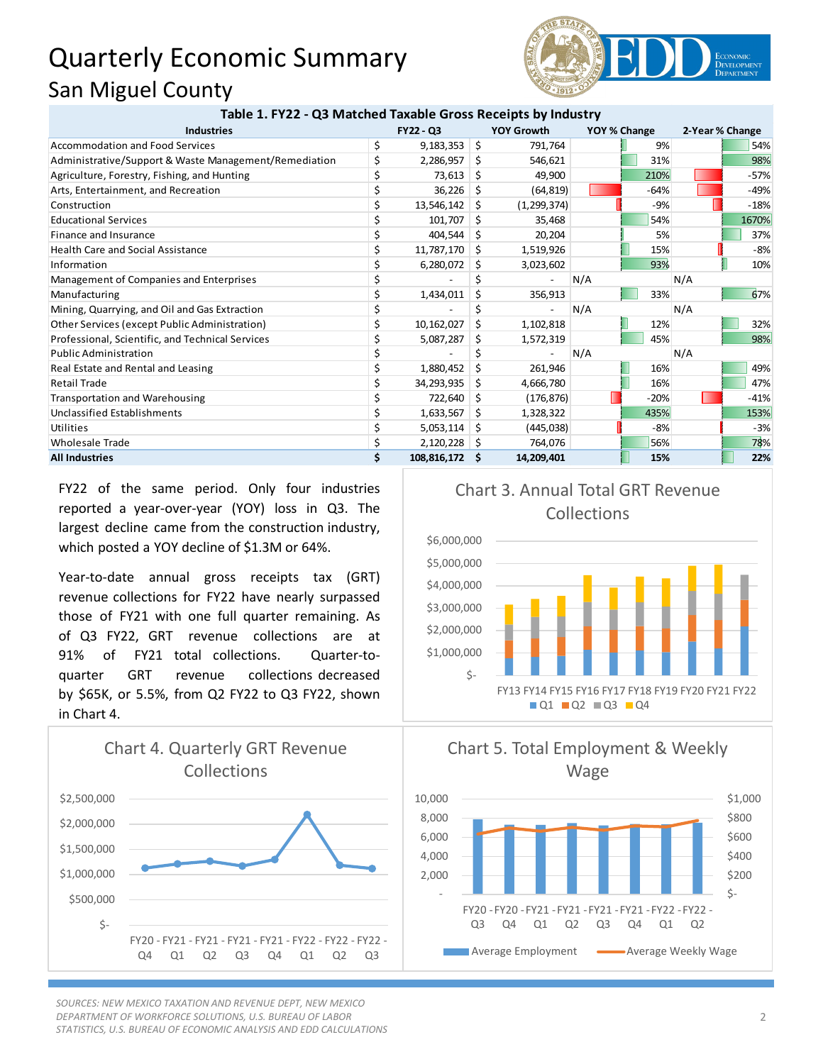# Quarterly Economic Summary
## San Miguel County

**Table 1. FY22 - Q3 Matched Taxable Gross Receipts by Industry**

| Industries | FY22 - Q3 | YOY Growth | YOY % Change | 2-Year % Change |
|---|---|---|---|---|
| Accommodation and Food Services | $ 9,183,353 | $ 791,764 | 9% | 54% |
| Administrative/Support & Waste Management/Remediation | $ 2,286,957 | $ 546,621 | 31% | 98% |
| Agriculture, Forestry, Fishing, and Hunting | $ 73,613 | $ 49,900 | 210% | -57% |
| Arts, Entertainment, and Recreation | $ 36,226 | $ (64,819) | -64% | -49% |
| Construction | $ 13,546,142 | $ (1,299,374) | -9% | -18% |
| Educational Services | $ 101,707 | $ 35,468 | 54% | 1670% |
| Finance and Insurance | $ 404,544 | $ 20,204 | 5% | 37% |
| Health Care and Social Assistance | $ 11,787,170 | $ 1,519,926 | 15% | -8% |
| Information | $ 6,280,072 | $ 3,023,602 | 93% | 10% |
| Management of Companies and Enterprises | $ - | $ - | N/A | N/A |
| Manufacturing | $ 1,434,011 | $ 356,913 | 33% | 67% |
| Mining, Quarrying, and Oil and Gas Extraction | $ - | $ - | N/A | N/A |
| Other Services (except Public Administration) | $ 10,162,027 | $ 1,102,818 | 12% | 32% |
| Professional, Scientific, and Technical Services | $ 5,087,287 | $ 1,572,319 | 45% | 98% |
| Public Administration | $ - | $ - | N/A | N/A |
| Real Estate and Rental and Leasing | $ 1,880,452 | $ 261,946 | 16% | 49% |
| Retail Trade | $ 34,293,935 | $ 4,666,780 | 16% | 47% |
| Transportation and Warehousing | $ 722,640 | $ (176,876) | -20% | -41% |
| Unclassified Establishments | $ 1,633,567 | $ 1,328,322 | 435% | 153% |
| Utilities | $ 5,053,114 | $ (445,038) | -8% | -3% |
| Wholesale Trade | $ 2,120,228 | $ 764,076 | 56% | 78% |
| **All Industries** | **$ 108,816,172** | **$ 14,209,401** | **15%** | **22%** |

FY22 of the same period. Only four industries reported a year-over-year (YOY) loss in Q3. The largest decline came from the construction industry, which posted a YOY decline of $1.3M or 64%.

Year-to-date annual gross receipts tax (GRT) revenue collections for FY22 have nearly surpassed those of FY21 with one full quarter remaining. As of Q3 FY22, GRT revenue collections are at 91% of FY21 total collections. Quarter-to-quarter GRT revenue collections decreased by $65K, or 5.5%, from Q2 FY22 to Q3 FY22, shown in Chart 4.

Chart 3. Annual Total GRT Revenue Collections

Chart 4. Quarterly GRT Revenue Collections

Chart 5. Total Employment & Weekly Wage

*SOURCES: NEW MEXICO TAXATION AND REVENUE DEPT, NEW MEXICO DEPARTMENT OF WORKFORCE SOLUTIONS, U.S. BUREAU OF LABOR STATISTICS, U.S. BUREAU OF ECONOMIC ANALYSIS AND EDD CALCULATIONS*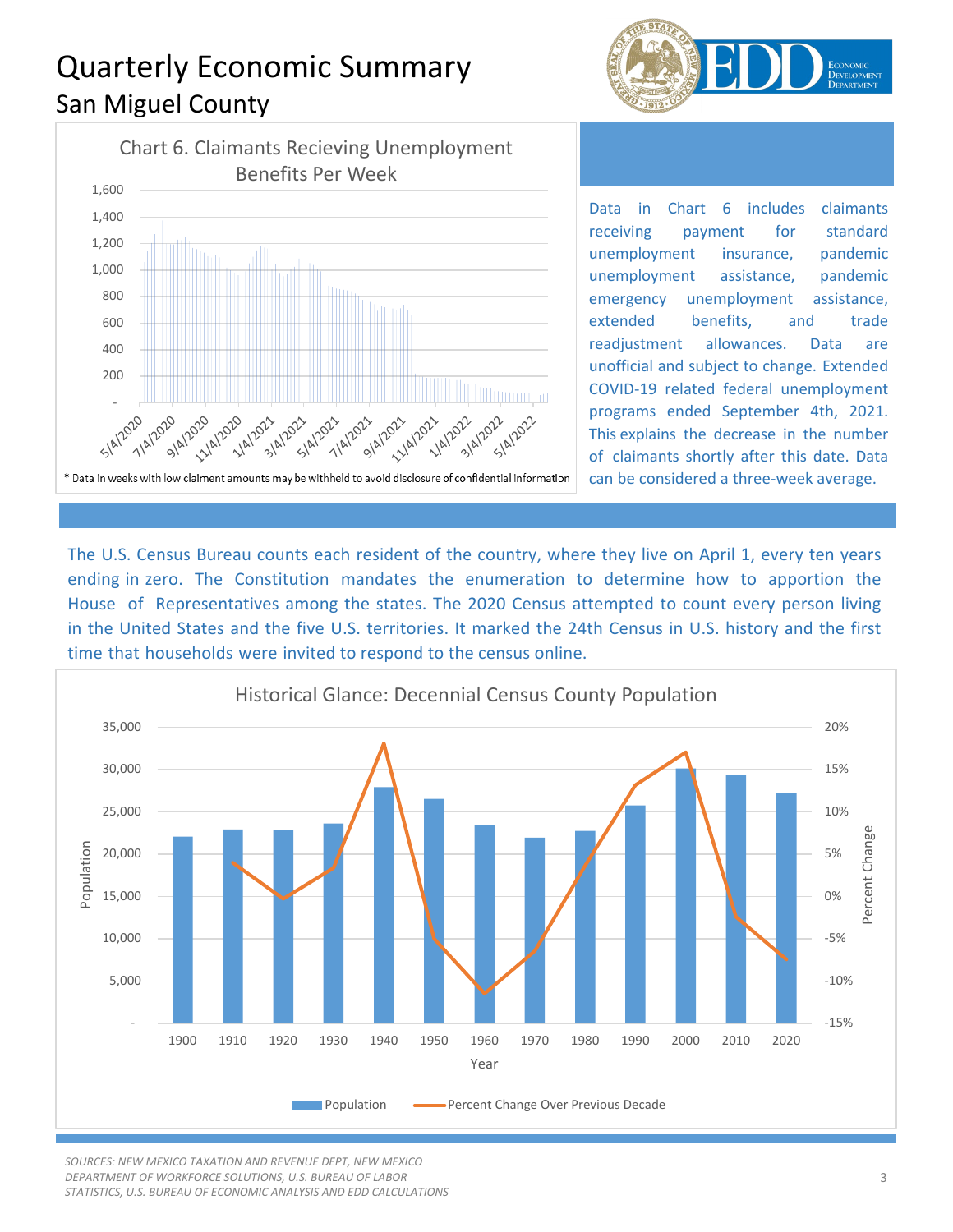# Quarterly Economic Summary

## San Miguel County

Chart 6. Claimants Recieving Unemployment Benefits Per Week

1,600
1,400
1,200
1,000
800
600
400
200
-

5/4/2020 7/4/2020 9/4/2020 11/4/2020 1/4/2021 3/4/2021 5/4/2021 7/4/2021 9/4/2021 11/4/2021 1/4/2022 3/4/2022 5/4/2022

* Data in weeks with low claiment amounts may be withheld to avoid disclosure of confidential information

Data in Chart 6 includes claimants receiving payment for standard unemployment insurance, pandemic unemployment assistance, pandemic emergency unemployment assistance, extended benefits, and trade readjustment allowances. Data are unofficial and subject to change. Extended COVID-19 related federal unemployment programs ended September 4th, 2021. This explains the decrease in the number of claimants shortly after this date. Data can be considered a three-week average.

The U.S. Census Bureau counts each resident of the country, where they live on April 1, every ten years ending in zero. The Constitution mandates the enumeration to determine how to apportion the House of Representatives among the states. The 2020 Census attempted to count every person living in the United States and the five U.S. territories. It marked the 24th Census in U.S. history and the first time that households were invited to respond to the census online.

Historical Glance: Decennial Census County Population

Population

35,000
30,000
25,000
20,000
15,000
10,000
5,000
-

Percent Change

20%
15%
10%
5%
0%
-5%
-10%
-15%

Year

1900 1910 1920 1930 1940 1950 1960 1970 1980 1990 2000 2010 2020

Population — Percent Change Over Previous Decade

*SOURCES: NEW MEXICO TAXATION AND REVENUE DEPT, NEW MEXICO DEPARTMENT OF WORKFORCE SOLUTIONS, U.S. BUREAU OF LABOR STATISTICS, U.S. BUREAU OF ECONOMIC ANALYSIS AND EDD CALCULATIONS*